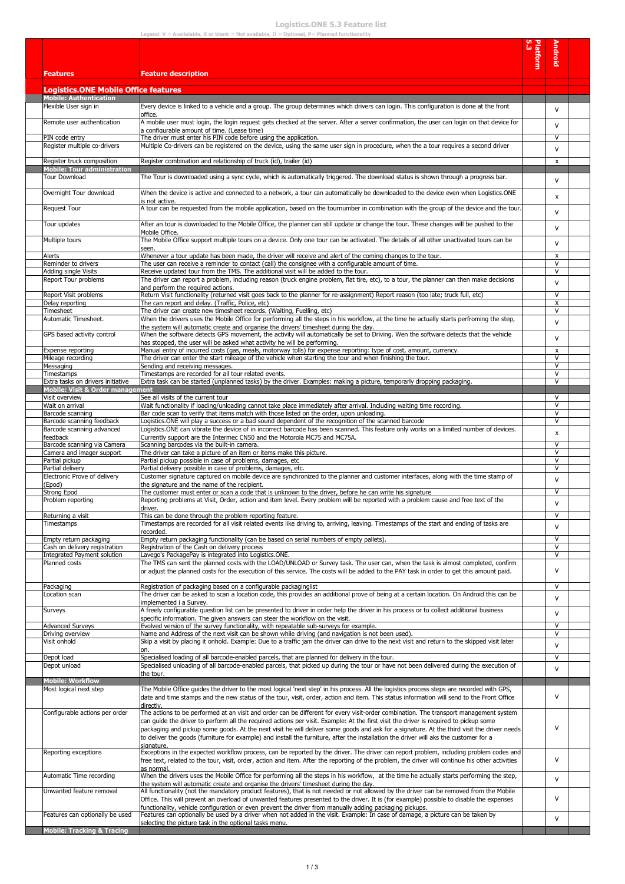# Logistics.ONE 5.3 Feature list

Legend: V = Availalable, X or blank = Not available, O = Optional, P= Planned functionality

| Features | Feature description | Platform 5.3 | Android |
|---|---|---|---|
| **Logistics.ONE Mobile Office features** | | | |
| **Mobile: Authentication** | | | |
| Flexible User sign in | Every device is linked to a vehicle and a group. The group determines which drivers can login. This configuration is done at the front office. | | V |
| Remote user authentication | A mobile user must login, the login request gets checked at the server. After a server confirmation, the user can login on that device for a configurable amount of time. (Lease time) | | V |
| PIN code entry | The driver must enter his PIN code before using the application. | | V |
| Register multiple co-drivers | Multiple Co-drivers can be registered on the device, using the same user sign in procedure, when the a tour requires a second driver | | V |
| Register truck composition | Register combination and relationship of truck (id), trailer (id) | | x |
| **Mobile: Tour administration** | | | |
| Tour Download | The Tour is downloaded using a sync cycle, which is automatically triggered. The download status is shown through a progress bar. | | V |
| Overnight Tour download | When the device is active and connected to a network, a tour can automatically be downloaded to the device even when Logistics.ONE is not active. | | x |
| Request Tour | A tour can be requested from the mobile application, based on the tournumber in combination with the group of the device and the tour. | | V |
| Tour updates | After an tour is downloaded to the Mobile Office, the planner can still update or change the tour. These changes will be pushed to the Mobile Office. | | V |
| Multiple tours | The Mobile Office support multiple tours on a device. Only one tour can be activated. The details of all other unactivated tours can be seen. | | V |
| Alerts | Whenever a tour update has been made, the driver will receive and alert of the coming changes to the tour. | | x |
| Reminder to drivers | The user can receive a reminder to contact (call) the consignee with a configurable amount of time. | | V |
| Adding single Visits | Receive updated tour from the TMS. The additional visit will be added to the tour. | | V |
| Report Tour problems | The driver can report a problem, including reason (truck engine problem, flat tire, etc), to a tour, the planner can then make decisions and perform the required actions. | | V |
| Report Visit problems | Return Visit functionality (returned visit goes back to the planner for re-assignment) Report reason (too late; truck full, etc) | | V |
| Delay reporting | The can report and delay. (Traffic, Police, etc) | | X |
| Timesheet | The driver can create new timesheet records. (Waiting, Fuelling, etc) | | V |
| Automatic Timesheet. | When the drivers uses the Mobile Office for performing all the steps in his workflow, at the time he actually starts perfroming the step, the system will automatic create and organise the drivers' timesheet during the day. | | V |
| GPS based activity control | When the software detects GPS movement, the activity will automatically be set to Driving. Wen the software detects that the vehicle has stopped, the user will be asked what activity he will be performing. | | V |
| Expense reporting | Manual entry of incurred costs (gas, meals, motorway tolls) for expense reporting: type of cost, amount, currency. | | x |
| Mileage recording | The driver can enter the start mileage of the vehicle when starting the tour and when finishing the tour. | | V |
| Messaging | Sending and receiving messages. | | V |
| Timestamps | Timestamps are recorded for all tour related events. | | V |
| Extra tasks on drivers initiative | Extra task can be started (unplanned tasks) by the driver. Examples: making a picture, temporarly dropping packaging. | | V |
| **Mobile: Visit & Order management** | | | |
| Visit overview | See all visits of the current tour | | V |
| Wait on arrival | Wait functionality if loading/unloading cannot take place immediately after arrival. Including waiting time recording. | | V |
| Barcode scanning | Bar code scan to verify that items match with those listed on the order, upon unloading. | | V |
| Barcode scanning feedback | Logistics.ONE will play a success or a bad sound dependent of the recognition of the scanned barcode | | V |
| Barcode scanning advanced feedback | Logistics.ONE can vibrate the device of in incorrect barcode has been scanned. This feature only works on a limited number of devices. Currently support are the Intermec CN50 and the Motorola MC75 and MC75A. | | x |
| Barcode scanning via Camera | Scanning barcodes via the built-in camera. | | V |
| Camera and imager support | The driver can take a picture of an item or items make this picture. | | V |
| Partial pickup | Partial pickup possible in case of problems, damages, etc | | V |
| Partial delivery | Partial delivery possible in case of problems, damages, etc. | | V |
| Electronic Prove of delivery (Epod) | Customer signature captured on mobile device are synchronized to the planner and customer interfaces, along with the time stamp of the signature and the name of the recipient. | | V |
| Strong Epod | The customer must enter or scan a code that is unknown to the driver, before he can write his signature | | V |
| Problem reporting | Reporting problems at Visit, Order, action and item level. Every problem will be reported with a problem cause and free text of the driver. | | V |
| Returning a visit | This can be done through the problem reporting feature. | | V |
| Timestamps | Timestamps are recorded for all visit related events like driving to, arriving, leaving. Timestamps of the start and ending of tasks are recorded. | | V |
| Empty return packaging | Empty return packaging functionality (can be based on serial numbers of empty pallets). | | V |
| Cash on delivery registration | Registration of the Cash on delivery process | | V |
| Integrated Payment solution | Lavego's PackagePay is integrated into Logistics.ONE. | | V |
| Planned costs | The TMS can sent the planned costs with the LOAD/UNLOAD or Survey task. The user can, when the task is almost completed, confirm or adjust the planned costs for the execution of this service. The costs will be added to the PAY task in order to get this amount paid. | | V |
| Packaging | Registration of packaging based on a configurable packaginglist | | V |
| Location scan | The driver can be asked to scan a location code, this provides an additional prove of being at a certain location. On Android this can be implemented i a Survey. | | V |
| Surveys | A freely configurable question list can be presented to driver in order help the driver in his process or to collect additional business specific information. The given answers can steer the workflow on the visit. | | V |
| Advanced Surveys | Evolved version of the survey functionality, with repeatable sub-surveys for example. | | V |
| Driving overview | Name and Address of the next visit can be shown while driving (and navigation is not been used). | | V |
| Visit onhold | Skip a visit by placing it onhold. Example: Due to a traffic jam the driver can drive to the next visit and return to the skipped visit later on. | | V |
| Depot load | Specialised loading of all barcode-enabled parcels, that are planned for delivery in the tour. | | V |
| Depot unload | Specialised unloading of all barcode-enabled parcels, that picked up during the tour or have not been delivered during the execution of the tour. | | V |
| **Mobile: Workflow** | | | |
| Most logical next step | The Mobile Office guides the driver to the most logical 'next step' in his process. All the logistics process steps are recorded with GPS, date and time stamps and the new status of the tour, visit, order, action and item. This status information will send to the Front Office directly. | | V |
| Configurable actions per order | The actions to be performed at an visit and order can be different for every visit-order combination. The transport management system can guide the driver to perform all the required actions per visit. Example: At the first visit the driver is required to pickup some packaging and pickup some goods. At the next visit he will deliver some goods and ask for a signature. At the third visit the driver needs to deliver the goods (furniture for example) and install the furniture, after the installation the driver will aks the customer for a signature. | | V |
| Reporting exceptions | Exceptions in the expected workflow process, can be reported by the driver. The driver can report problem, including problem codes and free text, related to the tour, visit, order, action and item. After the reporting of the problem, the driver will continue his other activities as normal. | | V |
| Automatic Time recording | When the drivers uses the Mobile Office for performing all the steps in his workflow, at the time he actually starts performing the step, the system will automatic create and organise the drivers' timesheet during the day. | | V |
| Unwanted feature removal | All functionality (not the mandatory product features), that is not needed or not allowed by the driver can be removed from the Mobile Office. This will prevent an overload of unwanted features presented to the driver. It is (for example) possible to disable the expenses functionality, vehicle configuration or even prevent the driver from manually adding packaging pickups. | | V |
| Features can optionally be used | Features can optionally be used by a driver when not added in the visit. Example: In case of damage, a picture can be taken by selecting the picture task in the optional tasks menu. | | V |
| **Mobile: Tracking & Tracing** | | | |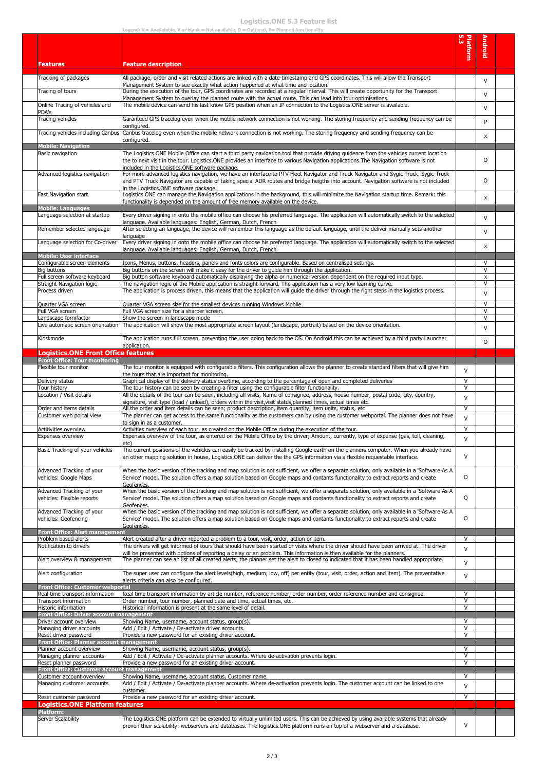# Logistics.ONE 5.3 Feature list

Legend: V = Availalable, X or blank = Not available, O = Optional, P= Planned functionality

| Features | Feature description | Platform 5.3 | Android | |
|---|---|---|---|---|
| Tracking of packages | All package, order and visit related actions are linked with a date-timestamp and GPS coordinates. This will allow the Transport Management System to see exactly what action happened at what time and location. | | V | |
| Tracing of tours | During the execution of the tour, GPS coordinates are recorded at a regular interval. This will create opportunity for the Transport Management System to overlay the planned route with the actual route. This can lead into tour optimisations. | | V | |
| Online Tracing of vehicles and PDA's | The mobile device can send his last know GPS position when an IP connection to the Logistics.ONE server is available. | | V | |
| Tracing vehicles | Garanteed GPS tracelog even when the mobile network connection is not working. The storing frequency and sending frequency can be configured. | | P | |
| Tracing vehicles including Canbus | Canbus tracelog even when the mobile network connection is not working. The storing frequency and sending frequency can be configured. | | x | |
| **Mobile: Navigation** | | | | |
| Basic navigation | The Logistics.ONE Mobile Office can start a third party navigation tool that provide driving guidence from the vehicles current location the to next visit in the tour. Logistics.ONE provides an interface to various Navigation applications.The Navigation software is not included in the Logistics.ONE software package. | | O | |
| Advanced logistics navigation | For more advanced logistics navigation, we have an interface to PTV Fleet Navigator and Truck Navigator and Sygic Truck. Sygic Truck and PTV Truck Navigator are capable of taking special ADR routes and bridge heigths into account. Navigation software is not included in the Logistics.ONE software package. | | O | |
| Fast Navigation start | Logistics.ONE can manage the Navigation applications in the background, this will minimize the Navigation startup time. Remark: this functionality is depended on the amount of free memory available on the device. | | x | |
| **Mobile: Languages** | | | | |
| Language selection at startup | Every driver signing in onto the mobile office can choose his preferred language. The application will automatically switch to the selected language. Available languages: English, German, Dutch, French | | V | |
| Remember selected language | After selecting an language, the device will remember this language as the default language, until the deliver manually sets another language | | V | |
| Language selection for Co-driver | Every driver signing in onto the mobile office can choose his preferred language. The application will automatically switch to the selected language. Available languages: English, German, Dutch, French | | x | |
| **Mobile: User interface** | | | | |
| Configurable screen elements | Icons, Menus, buttons, headers, panels and fonts colors are configurable. Based on centralised settings. | | V | |
| Big buttons | Big buttons on the screen will make it easy for the driver to guide him through the application. | | V | |
| Full screen software keyboard | Big button software keyboard automatically displaying the alpha or numerical version dependent on the required input type. | | x | |
| Straight Navigation logic | The navigation logic of the Mobile application is straight forward. The application has a very low learning curve. | | V | |
| Process driven | The application is process driven, this means that the application will guide the driver through the right steps in the logistics process. | | V | |
| Quarter VGA screen | Quarter VGA screen size for the smallest devices running Windows Mobile | | V | |
| Full VGA screen | Full VGA screen size for a sharper screen. | | V | |
| Landscape formfactor | Show the screen in landscape mode | | V | |
| Live automatic screen orientation | The application will show the most appropriate screen layout (landscape, portrait) based on the device orientation. | | V | |
| Kioskmode | The application runs full screen, preventing the user going back to the OS. On Android this can be achieved by a third party Launcher application. | | O | |
| **Logistics.ONE Front Office features** | | | | |
| **Front Office: Tour monitoring** | | | | |
| Flexible tour monitor | The tour monitor is equipped with configurable filters. This configuration allows the planner to create standard filters that will give him the tours that are important for monitoring. | V | | |
| Delivery status | Graphical display of the delivery status overtime, according to the percentage of open and completed deliveries | V | | |
| Tour history | The tour history can be seen by creating a filter using the configurable filter functionality. | V | | |
| Location / Visit details | All the details of the tour can be seen, including all visits, Name of consignee, address, house number, postal code, city, country, signature, visit type (load / unload), orders within the visit,visit status,planned times, actual times etc. | V | | |
| Order and items details | All the order and item details can be seen; product description, item quantity, item units, status, etc | V | | |
| Customer web portal view | The planner can get access to the same functionality as the customers can by using the customer webportal. The planner does not have to sign in as a customer. | V | | |
| Actitivities overview | Activities overview of each tour, as created on the Mobile Office during the execution of the tour. | V | | |
| Expenses overview | Expenses overview of the tour, as entered on the Mobile Office by the driver; Amount, currently, type of expense (gas, toll, cleaning, etc) | V | | |
| Basic Tracking of your vehicles | The current positions of the vehicles can easily be tracked by installing Google earth on the planners computer. When you already have an other mapping solution in house, Logistics.ONE can deliver the the GPS information via a flexible requestable interface. | V | | |
| Advanced Tracking of your vehicles: Google Maps | When the basic version of the tracking and map solution is not sufficient, we offer a separate solution, only available in a 'Software As A Service' model. The solution offers a map solution based on Google maps and contants functionality to extract reports and create Geofences. | O | | |
| Advanced Tracking of your vehicles: Flexible reports | When the basic version of the tracking and map solution is not sufficient, we offer a separate solution, only available in a 'Software As A Service' model. The solution offers a map solution based on Google maps and contants functionality to extract reports and create Geofences. | O | | |
| Advanced Tracking of your vehicles: Geofencing | When the basic version of the tracking and map solution is not sufficient, we offer a separate solution, only available in a 'Software As A Service' model. The solution offers a map solution based on Google maps and contants functionality to extract reports and create Geofences. | O | | |
| **Front Office: Alert management** | | | | |
| Problem based alerts | Alert created after a driver reported a problem to a tour, visit, order, action or item. | V | | |
| Notification to drivers | The drivers will get informed of tours that should have been started or visits where the driver should have been arrived at. The driver will be presented with options of reporting a delay or an problem. This information is then available for the planners. | V | | |
| Alert overview & management | The planner can see an list of all created alerts, the planner set the alert to closed to indicated that it has been handled appropriate. | V | | |
| Alert configuration | The super user can configure the alert levels(high, medium, low, off) per entity (tour, visit, order, action and item). The preventative alerts criteria can also be configured. | V | | |
| **Front Office: Customer webportal** | | | | |
| Real time transport information | Real time transport information by article number, reference number, order number, order reference number and consignee. | V | | |
| Transport information | Order number, tour number, planned date and time, actual times, etc. | V | | |
| Historic information | Historical information is present at the same level of detail. | V | | |
| **Front Office: Driver account management** | | | | |
| Driver account overview | Showing Name, username, account status, group(s). | V | | |
| Managing driver accounts | Add / Edit / Activate / De-activate driver accounts. | V | | |
| Reset driver password | Provide a new password for an existing driver account. | V | | |
| **Front Office: Planner account management** | | | | |
| Planner account overview | Showing Name, username, account status, group(s). | V | | |
| Managing planner accounts | Add / Edit / Activate / De-activate planner accounts. Where de-activation prevents login. | V | | |
| Reset planner password | Provide a new password for an existing driver account. | V | | |
| **Front Office: Customer account management** | | | | |
| Customer account overview | Showing Name, username, account status, Customer name. | V | | |
| Managing customer accounts | Add / Edit / Activate / De-activate planner accounts. Where de-activation prevents login. The customer account can be linked to one customer. | V | | |
| Reset customer password | Provide a new password for an existing driver account. | V | | |
| **Logistics.ONE Platform features** | | | | |
| **Platform:** | | | | |
| Server Scalability | The Logistics.ONE platform can be extended to virtually unlimited users. This can be achieved by using available systems that already proven their scalability: webservers and databases. The logistics.ONE platform runs on top of a webserver and a database. | V | | |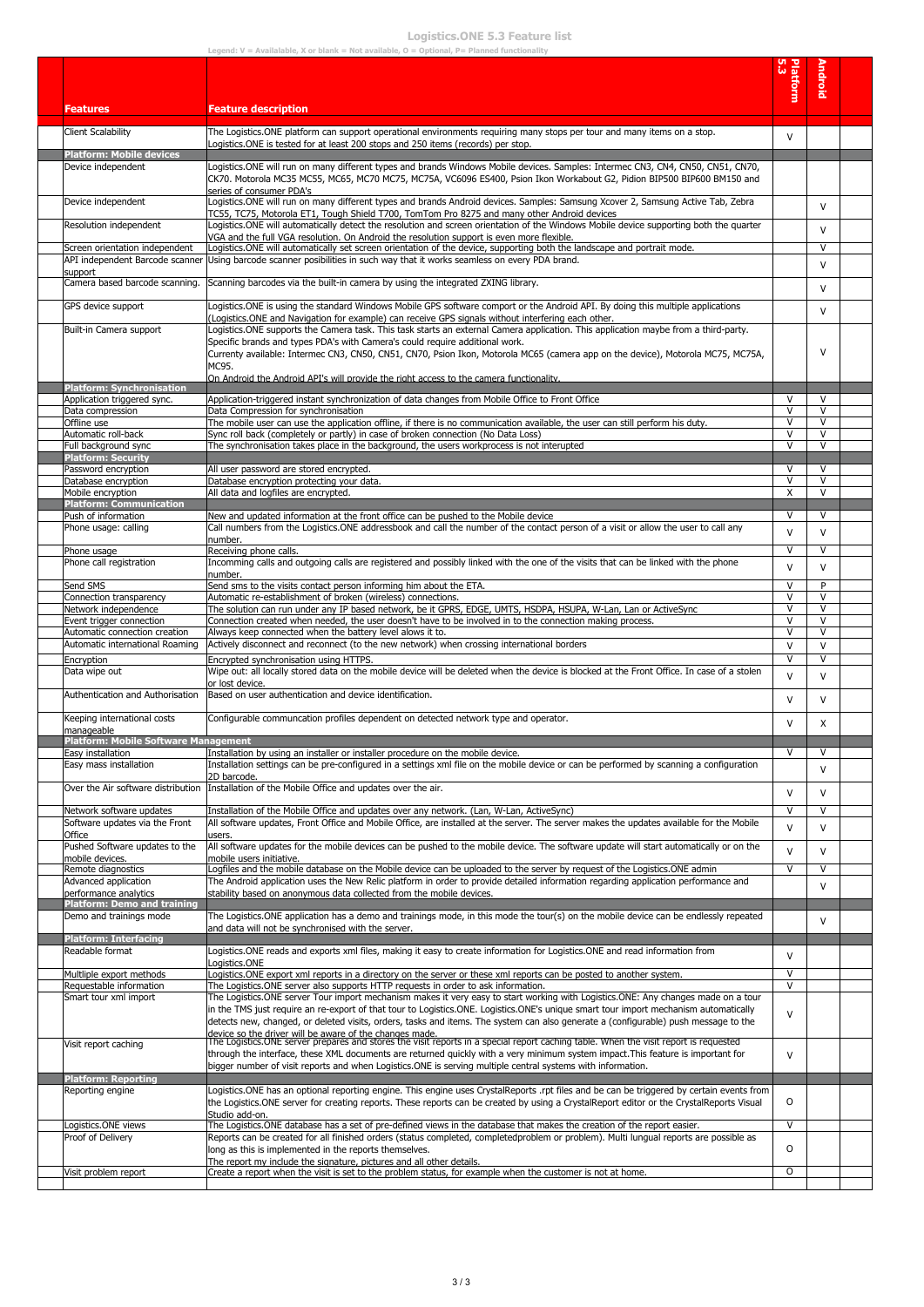# Logistics.ONE 5.3 Feature list

Legend: V = Availalable, X or blank = Not available, O = Optional, P= Planned functionality

| Features | Feature description | Platform 5.3 | Android | |
|---|---|---|---|---|
| Client Scalability | The Logistics.ONE platform can support operational environments requiring many stops per tour and many items on a stop. Logistics.ONE is tested for at least 200 stops and 250 items (records) per stop. | V | | |
| **Platform: Mobile devices** | | | | |
| Device independent | Logistics.ONE will run on many different types and brands Windows Mobile devices. Samples: Intermec CN3, CN4, CN50, CN51, CN70, CK70. Motorola MC35 MC55, MC65, MC70 MC75, MC75A, VC6096 ES400, Psion Ikon Workabout G2, Pidion BIP500 BIP600 BM150 and series of consumer PDA's | | | |
| Device independent | Logistics.ONE will run on many different types and brands Android devices. Samples: Samsung Xcover 2, Samsung Active Tab, Zebra TC55, TC75, Motorola ET1, Tough Shield T700, TomTom Pro 8275 and many other Android devices | | V | |
| Resolution independent | Logistics.ONE will automatically detect the resolution and screen orientation of the Windows Mobile device supporting both the quarter VGA and the full VGA resolution. On Android the resolution support is even more flexible. | | V | |
| Screen orientation independent | Logistics.ONE will automatically set screen orientation of the device, supporting both the landscape and portrait mode. | | V | |
| API independent Barcode scanner support | Using barcode scanner posibilities in such way that it works seamless on every PDA brand. | | V | |
| Camera based barcode scanning. | Scanning barcodes via the built-in camera by using the integrated ZXING library. | | V | |
| GPS device support | Logistics.ONE is using the standard Windows Mobile GPS software comport or the Android API. By doing this multiple applications (Logistics.ONE and Navigation for example) can receive GPS signals without interfering each other. | | V | |
| Built-in Camera support | Logistics.ONE supports the Camera task. This task starts an external Camera application. This application maybe from a third-party. Specific brands and types PDA's with Camera's could require additional work. Currently available: Intermec CN3, CN50, CN51, CN70, Psion Ikon, Motorola MC65 (camera app on the device), Motorola MC75, MC75A, MC95. On Android the Android API's will provide the right access to the camera functionality. | | V | |
| **Platform: Synchronisation** | | | | |
| Application triggered sync. | Application-triggered instant synchronization of data changes from Mobile Office to Front Office | V | V | |
| Data compression | Data Compression for synchronisation | V | V | |
| Offline use | The mobile user can use the application offline, if there is no communication available, the user can still perform his duty. | V | V | |
| Automatic roll-back | Sync roll back (completely or partly) in case of broken connection (No Data Loss) | V | V | |
| Full background sync | The synchronisation takes place in the background, the users workprocess is not interrupted | V | V | |
| **Platform: Security** | | | | |
| Password encryption | All user password are stored encrypted. | V | V | |
| Database encryption | Database encryption protecting your data. | V | V | |
| Mobile encryption | All data and logfiles are encrypted. | X | V | |
| **Platform: Communication** | | | | |
| Push of information | New and updated information at the front office can be pushed to the Mobile device | V | V | |
| Phone usage: calling | Call numbers from the Logistics.ONE addressbook and call the number of the contact person of a visit or allow the user to call any number. | V | V | |
| Phone usage | Receiving phone calls. | V | V | |
| Phone call registration | Incomming calls and outgoing calls are registered and possibly linked with the one of the visits that can be linked with the phone number. | V | V | |
| Send SMS | Send sms to the visits contact person informing him about the ETA. | V | P | |
| Connection transparency | Automatic re-establishment of broken (wireless) connections. | V | V | |
| Network independence | The solution can run under any IP based network, be it GPRS, EDGE, UMTS, HSDPA, HSUPA, W-Lan, Lan or ActiveSync | V | V | |
| Event trigger connection | Connection created when needed, the user doesn't have to be involved in to the connection making process. | V | V | |
| Automatic connection creation | Always keep connected when the battery level alows it to. | V | V | |
| Automatic international Roaming | Actively disconnect and reconnect (to the new network) when crossing international borders | V | V | |
| Encryption | Encrypted synchronisation using HTTPS. | V | V | |
| Data wipe out | Wipe out: all locally stored data on the mobile device will be deleted when the device is blocked at the Front Office. In case of a stolen or lost device. | V | V | |
| Authentication and Authorisation | Based on user authentication and device identification. | V | V | |
| Keeping international costs manageable | Configurable communcation profiles dependent on detected network type and operator. | V | X | |
| **Platform: Mobile Software Management** | | | | |
| Easy installation | Installation by using an installer or installer procedure on the mobile device. | V | V | |
| Easy mass installation | Installation settings can be pre-configured in a settings xml file on the mobile device or can be performed by scanning a configuration 2D barcode. | | V | |
| Over the Air software distribution | Installation of the Mobile Office and updates over the air. | V | V | |
| Network software updates | Installation of the Mobile Office and updates over any network. (Lan, W-Lan, ActiveSync) | V | V | |
| Software updates via the Front Office | All software updates, Front Office and Mobile Office, are installed at the server. The server makes the updates available for the Mobile users. | V | V | |
| Pushed Software updates to the mobile devices. | All software updates for the mobile devices can be pushed to the mobile device. The software update will start automatically or on the mobile users initiative. | V | V | |
| Remote diagnostics | Logfiles and the mobile database on the Mobile device can be uploaded to the server by request of the Logistics.ONE admin | V | V | |
| Advanced application performance analytics | The Android application uses the New Relic platform in order to provide detailed information regarding application performance and stability based on anonymous data collected from the mobile devices. | | V | |
| **Platform: Demo and training** | | | | |
| Demo and trainings mode | The Logistics.ONE application has a demo and trainings mode, in this mode the tour(s) on the mobile device can be endlessly repeated and data will not be synchronised with the server. | | V | |
| **Platform: Interfacing** | | | | |
| Readable format | Logistics.ONE reads and exports xml files, making it easy to create information for Logistics.ONE and read information from Logistics.ONE | V | | |
| Multiple export methods | Logistics.ONE export xml reports in a directory on the server or these xml reports can be posted to another system. | V | | |
| Requestable information | The Logistics.ONE server also supports HTTP requests in order to ask information. | V | | |
| Smart tour xml import | The Logistics.ONE server Tour import mechanism makes it very easy to start working with Logistics.ONE: Any changes made on a tour in the TMS just require an re-export of that tour to Logistics.ONE. Logistics.ONE's unique smart tour import mechanism automatically detects new, changed, or deleted visits, orders, tasks and items. The system can also generate a (configurable) push message to the device so the driver will be aware of the changes made. | V | | |
| Visit report caching | The Logistics.ONE server prepares and stores the visit reports in a special report caching table. When the visit report is requested through the interface, these XML documents are returned quickly with a very minimum system impact.This feature is important for bigger number of visit reports and when Logistics.ONE is serving multiple central systems with information. | V | | |
| **Platform: Reporting** | | | | |
| Reporting engine | Logistics.ONE has an optional reporting engine. This engine uses CrystalReports .rpt files and be can be triggered by certain events from the Logistics.ONE server for creating reports. These reports can be created by using a CrystalReport editor or the CrystalReports Visual Studio add-on. | O | | |
| Logistics.ONE views | Logistics.ONE database has a set of pre-defined views in the database that makes the creation of the report easier. | V | | |
| Proof of Delivery | Reports can be created for all finished orders (status completed, completedproblem or problem). Multi lungual reports are possible as long as this is implemented in the reports themselves. The report my include the signature, pictures and all other details. | O | | |
| Visit problem report | Create a report when the visit is set to the problem status, for example when the customer is not at home. | O | | |